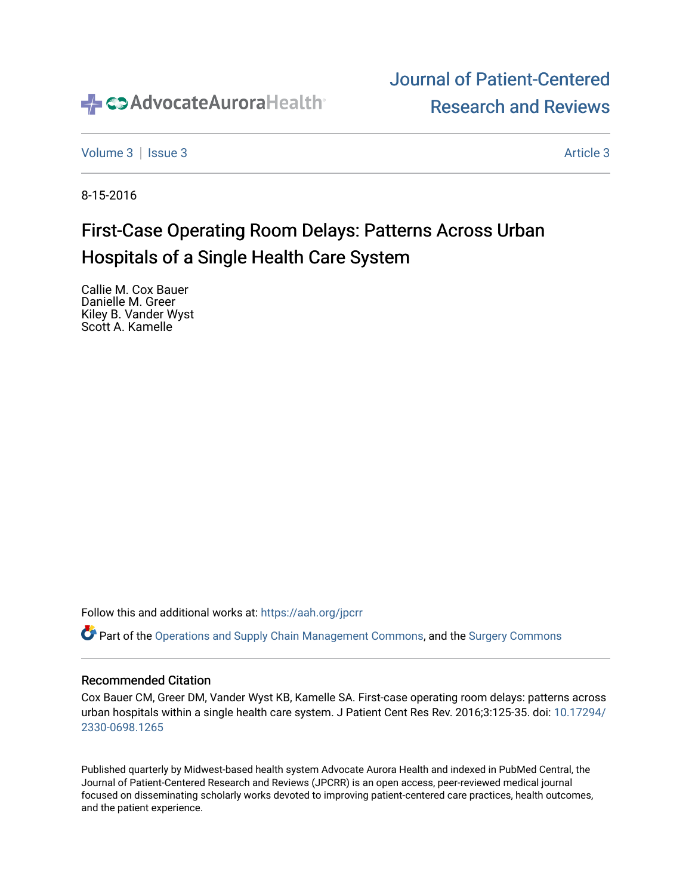AdvocateAuroraHealth

# Journal of Patient-Centered Research and Reviews

Volume 3 | Issue 3 | Article 3

8-15-2016

# First-Case Operating Room Delays: Patterns Across Urban Hospitals of a Single Health Care System

Callie M. Cox Bauer
Danielle M. Greer
Kiley B. Vander Wyst
Scott A. Kamelle

Follow this and additional works at: https://aah.org/jpcrr

Part of the Operations and Supply Chain Management Commons, and the Surgery Commons

### Recommended Citation

Cox Bauer CM, Greer DM, Vander Wyst KB, Kamelle SA. First-case operating room delays: patterns across urban hospitals within a single health care system. J Patient Cent Res Rev. 2016;3:125-35. doi: 10.17294/2330-0698.1265

Published quarterly by Midwest-based health system Advocate Aurora Health and indexed in PubMed Central, the Journal of Patient-Centered Research and Reviews (JPCRR) is an open access, peer-reviewed medical journal focused on disseminating scholarly works devoted to improving patient-centered care practices, health outcomes, and the patient experience.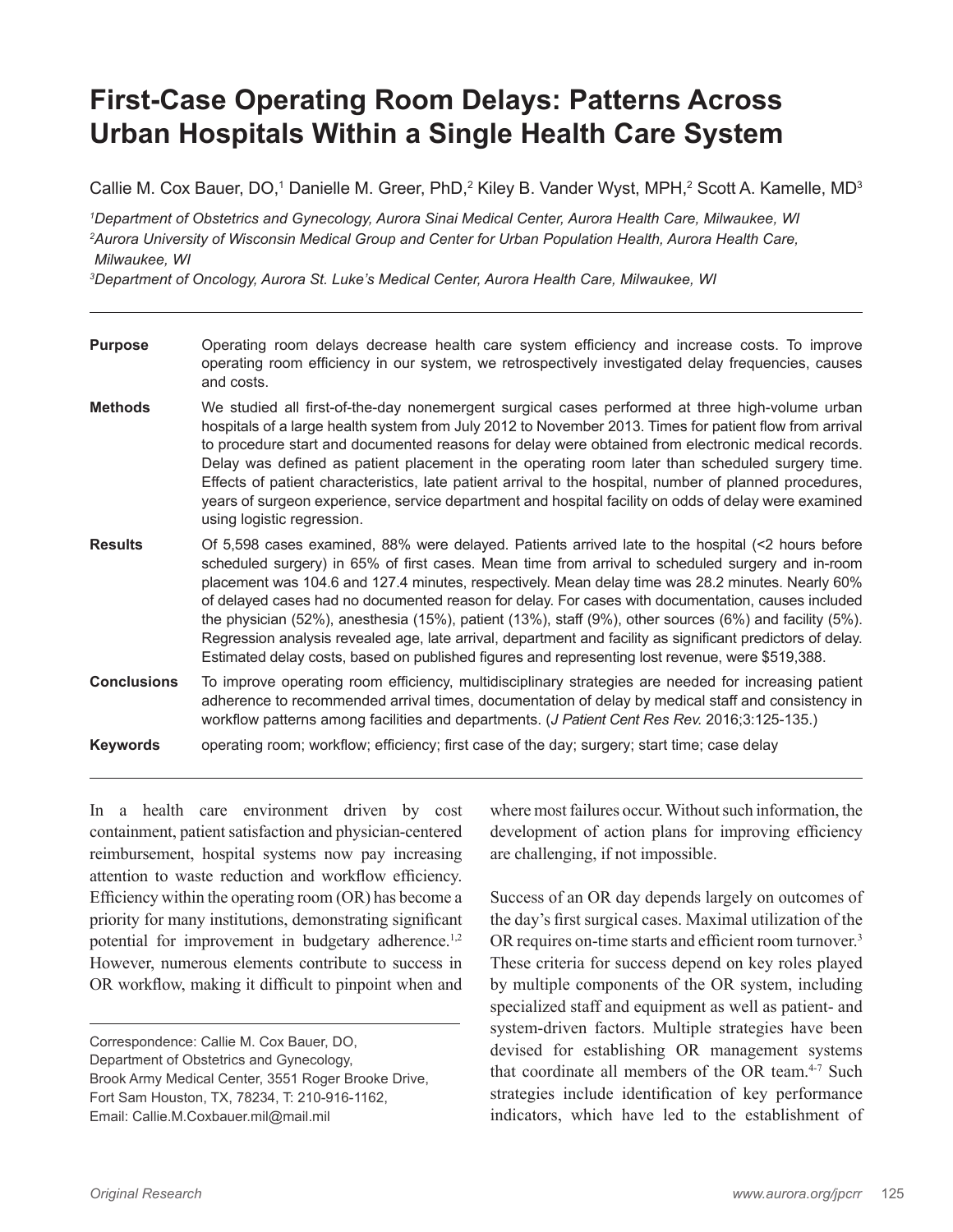# First-Case Operating Room Delays: Patterns Across Urban Hospitals Within a Single Health Care System

Callie M. Cox Bauer, DO,[1] Danielle M. Greer, PhD,[2] Kiley B. Vander Wyst, MPH,[2] Scott A. Kamelle, MD[3]

[1]*Department of Obstetrics and Gynecology, Aurora Sinai Medical Center, Aurora Health Care, Milwaukee, WI*
[2]*Aurora University of Wisconsin Medical Group and Center for Urban Population Health, Aurora Health Care, Milwaukee, WI*
[3]*Department of Oncology, Aurora St. Luke's Medical Center, Aurora Health Care, Milwaukee, WI*

---

**Purpose** Operating room delays decrease health care system efficiency and increase costs. To improve operating room efficiency in our system, we retrospectively investigated delay frequencies, causes and costs.

**Methods** We studied all first-of-the-day nonemergent surgical cases performed at three high-volume urban hospitals of a large health system from July 2012 to November 2013. Times for patient flow from arrival to procedure start and documented reasons for delay were obtained from electronic medical records. Delay was defined as patient placement in the operating room later than scheduled surgery time. Effects of patient characteristics, late patient arrival to the hospital, number of planned procedures, years of surgeon experience, service department and hospital facility on odds of delay were examined using logistic regression.

**Results** Of 5,598 cases examined, 88% were delayed. Patients arrived late to the hospital (<2 hours before scheduled surgery) in 65% of first cases. Mean time from arrival to scheduled surgery and in-room placement was 104.6 and 127.4 minutes, respectively. Mean delay time was 28.2 minutes. Nearly 60% of delayed cases had no documented reason for delay. For cases with documentation, causes included the physician (52%), anesthesia (15%), patient (13%), staff (9%), other sources (6%) and facility (5%). Regression analysis revealed age, late arrival, department and facility as significant predictors of delay. Estimated delay costs, based on published figures and representing lost revenue, were $519,388.

**Conclusions** To improve operating room efficiency, multidisciplinary strategies are needed for increasing patient adherence to recommended arrival times, documentation of delay by medical staff and consistency in workflow patterns among facilities and departments. (*J Patient Cent Res Rev.* 2016;3:125-135.)

**Keywords** operating room; workflow; efficiency; first case of the day; surgery; start time; case delay

---

In a health care environment driven by cost containment, patient satisfaction and physician-centered reimbursement, hospital systems now pay increasing attention to waste reduction and workflow efficiency. Efficiency within the operating room (OR) has become a priority for many institutions, demonstrating significant potential for improvement in budgetary adherence.[1,2] However, numerous elements contribute to success in OR workflow, making it difficult to pinpoint when and where most failures occur. Without such information, the development of action plans for improving efficiency are challenging, if not impossible.

Success of an OR day depends largely on outcomes of the day's first surgical cases. Maximal utilization of the OR requires on-time starts and efficient room turnover.[3] These criteria for success depend on key roles played by multiple components of the OR system, including specialized staff and equipment as well as patient- and system-driven factors. Multiple strategies have been devised for establishing OR management systems that coordinate all members of the OR team.[4-7] Such strategies include identification of key performance indicators, which have led to the establishment of

---

Correspondence: Callie M. Cox Bauer, DO,
Department of Obstetrics and Gynecology,
Brook Army Medical Center, 3551 Roger Brooke Drive,
Fort Sam Houston, TX, 78234, T: 210-916-1162,
Email: Callie.M.Coxbauer.mil@mail.mil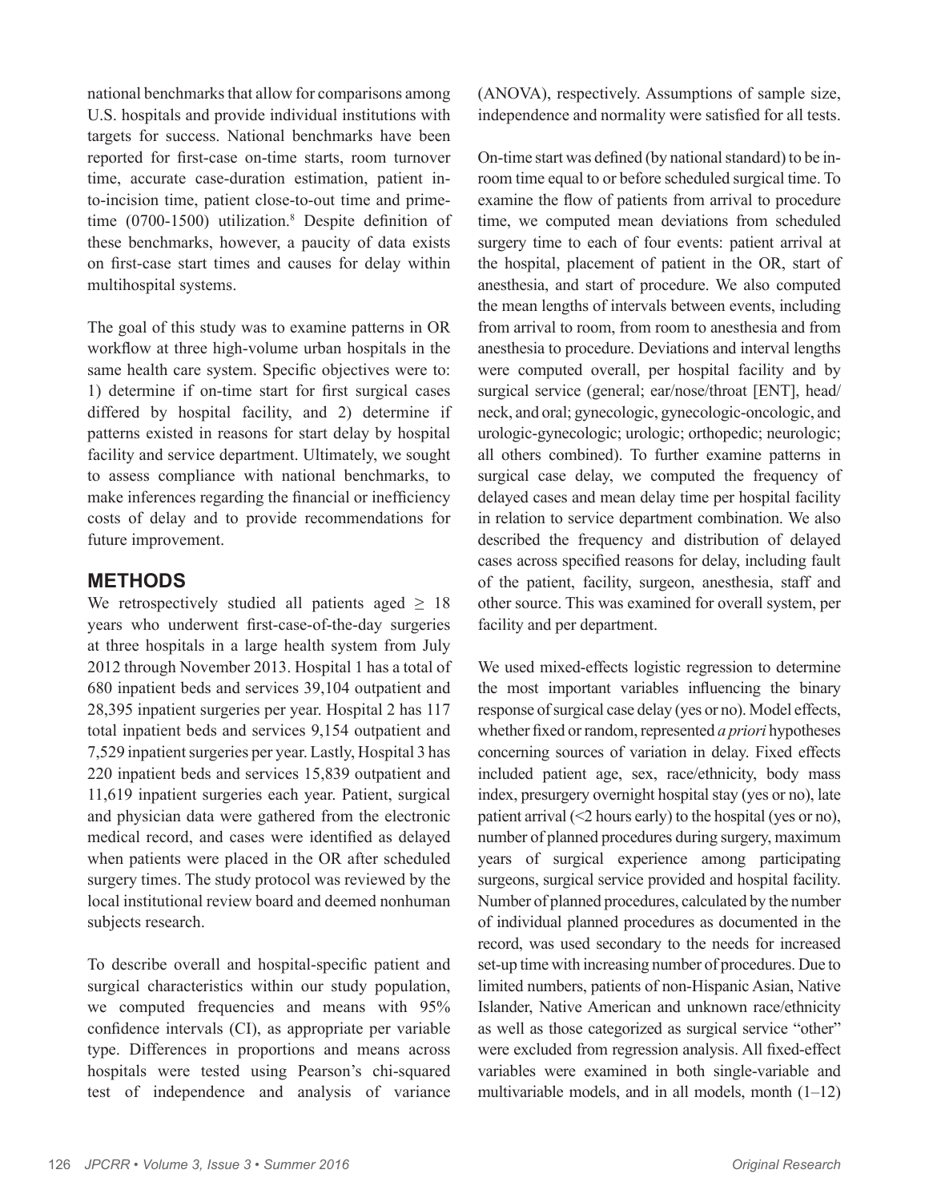national benchmarks that allow for comparisons among U.S. hospitals and provide individual institutions with targets for success. National benchmarks have been reported for first-case on-time starts, room turnover time, accurate case-duration estimation, patient in-to-incision time, patient close-to-out time and prime-time (0700-1500) utilization.[8] Despite definition of these benchmarks, however, a paucity of data exists on first-case start times and causes for delay within multihospital systems.

The goal of this study was to examine patterns in OR workflow at three high-volume urban hospitals in the same health care system. Specific objectives were to: 1) determine if on-time start for first surgical cases differed by hospital facility, and 2) determine if patterns existed in reasons for start delay by hospital facility and service department. Ultimately, we sought to assess compliance with national benchmarks, to make inferences regarding the financial or inefficiency costs of delay and to provide recommendations for future improvement.

## METHODS

We retrospectively studied all patients aged $\geq$ 18 years who underwent first-case-of-the-day surgeries at three hospitals in a large health system from July 2012 through November 2013. Hospital 1 has a total of 680 inpatient beds and services 39,104 outpatient and 28,395 inpatient surgeries per year. Hospital 2 has 117 total inpatient beds and services 9,154 outpatient and 7,529 inpatient surgeries per year. Lastly, Hospital 3 has 220 inpatient beds and services 15,839 outpatient and 11,619 inpatient surgeries each year. Patient, surgical and physician data were gathered from the electronic medical record, and cases were identified as delayed when patients were placed in the OR after scheduled surgery times. The study protocol was reviewed by the local institutional review board and deemed nonhuman subjects research.

To describe overall and hospital-specific patient and surgical characteristics within our study population, we computed frequencies and means with 95% confidence intervals (CI), as appropriate per variable type. Differences in proportions and means across hospitals were tested using Pearson's chi-squared test of independence and analysis of variance (ANOVA), respectively. Assumptions of sample size, independence and normality were satisfied for all tests.

On-time start was defined (by national standard) to be in-room time equal to or before scheduled surgical time. To examine the flow of patients from arrival to procedure time, we computed mean deviations from scheduled surgery time to each of four events: patient arrival at the hospital, placement of patient in the OR, start of anesthesia, and start of procedure. We also computed the mean lengths of intervals between events, including from arrival to room, from room to anesthesia and from anesthesia to procedure. Deviations and interval lengths were computed overall, per hospital facility and by surgical service (general; ear/nose/throat [ENT], head/neck, and oral; gynecologic, gynecologic-oncologic, and urologic-gynecologic; urologic; orthopedic; neurologic; all others combined). To further examine patterns in surgical case delay, we computed the frequency of delayed cases and mean delay time per hospital facility in relation to service department combination. We also described the frequency and distribution of delayed cases across specified reasons for delay, including fault of the patient, facility, surgeon, anesthesia, staff and other source. This was examined for overall system, per facility and per department.

We used mixed-effects logistic regression to determine the most important variables influencing the binary response of surgical case delay (yes or no). Model effects, whether fixed or random, represented *a priori* hypotheses concerning sources of variation in delay. Fixed effects included patient age, sex, race/ethnicity, body mass index, presurgery overnight hospital stay (yes or no), late patient arrival (<2 hours early) to the hospital (yes or no), number of planned procedures during surgery, maximum years of surgical experience among participating surgeons, surgical service provided and hospital facility. Number of planned procedures, calculated by the number of individual planned procedures as documented in the record, was used secondary to the needs for increased set-up time with increasing number of procedures. Due to limited numbers, patients of non-Hispanic Asian, Native Islander, Native American and unknown race/ethnicity as well as those categorized as surgical service "other" were excluded from regression analysis. All fixed-effect variables were examined in both single-variable and multivariable models, and in all models, month (1–12)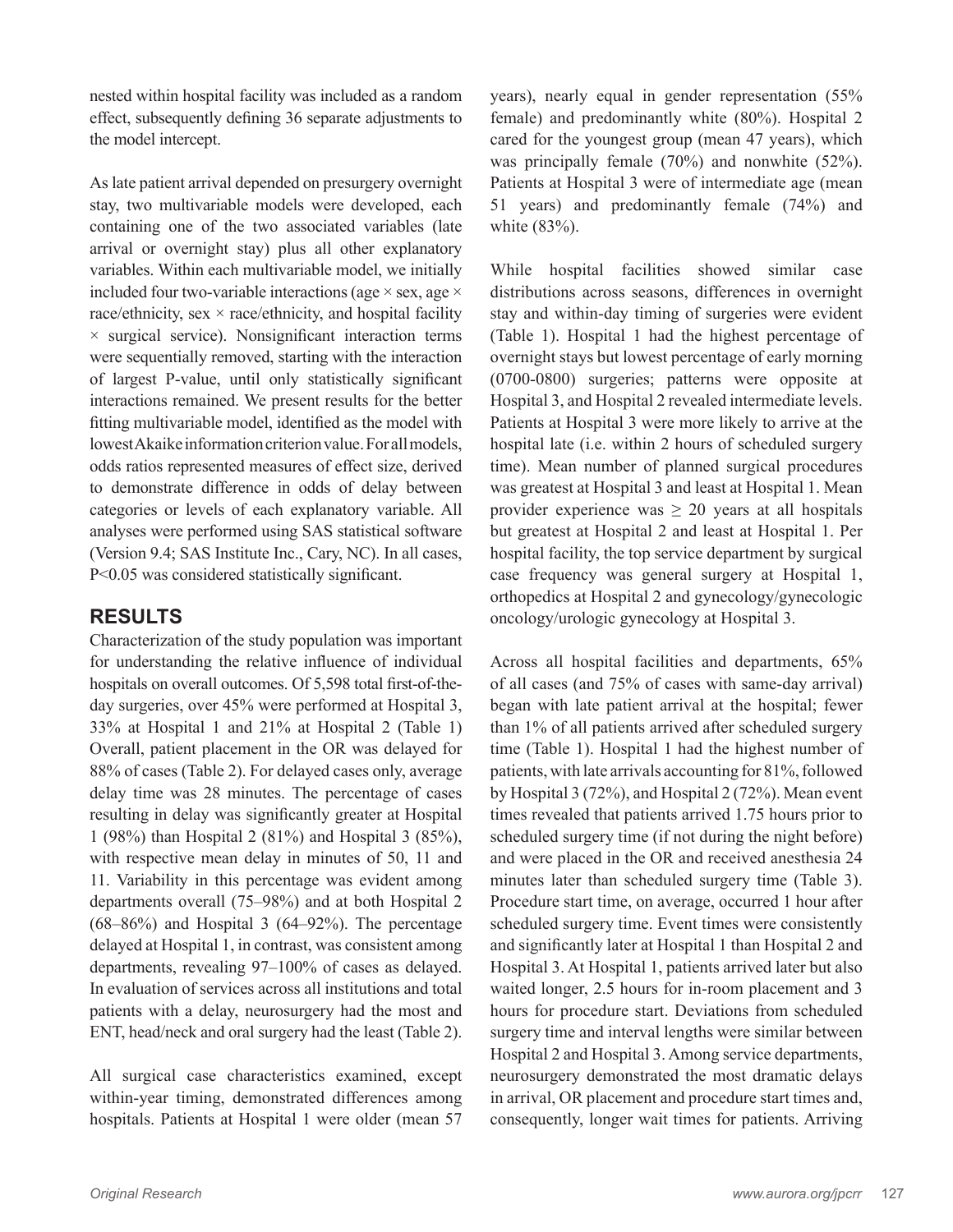nested within hospital facility was included as a random effect, subsequently defining 36 separate adjustments to the model intercept.

As late patient arrival depended on presurgery overnight stay, two multivariable models were developed, each containing one of the two associated variables (late arrival or overnight stay) plus all other explanatory variables. Within each multivariable model, we initially included four two-variable interactions (age × sex, age × race/ethnicity, sex × race/ethnicity, and hospital facility × surgical service). Nonsignificant interaction terms were sequentially removed, starting with the interaction of largest P-value, until only statistically significant interactions remained. We present results for the better fitting multivariable model, identified as the model with lowest Akaike information criterion value. For all models, odds ratios represented measures of effect size, derived to demonstrate difference in odds of delay between categories or levels of each explanatory variable. All analyses were performed using SAS statistical software (Version 9.4; SAS Institute Inc., Cary, NC). In all cases, $P<0.05$ was considered statistically significant.

## RESULTS

Characterization of the study population was important for understanding the relative influence of individual hospitals on overall outcomes. Of 5,598 total first-of-the-day surgeries, over 45% were performed at Hospital 3, 33% at Hospital 1 and 21% at Hospital 2 (Table 1) Overall, patient placement in the OR was delayed for 88% of cases (Table 2). For delayed cases only, average delay time was 28 minutes. The percentage of cases resulting in delay was significantly greater at Hospital 1 (98%) than Hospital 2 (81%) and Hospital 3 (85%), with respective mean delay in minutes of 50, 11 and 11. Variability in this percentage was evident among departments overall (75–98%) and at both Hospital 2 (68–86%) and Hospital 3 (64–92%). The percentage delayed at Hospital 1, in contrast, was consistent among departments, revealing 97–100% of cases as delayed. In evaluation of services across all institutions and total patients with a delay, neurosurgery had the most and ENT, head/neck and oral surgery had the least (Table 2).

All surgical case characteristics examined, except within-year timing, demonstrated differences among hospitals. Patients at Hospital 1 were older (mean 57 years), nearly equal in gender representation (55% female) and predominantly white (80%). Hospital 2 cared for the youngest group (mean 47 years), which was principally female (70%) and nonwhite (52%). Patients at Hospital 3 were of intermediate age (mean 51 years) and predominantly female (74%) and white (83%).

While hospital facilities showed similar case distributions across seasons, differences in overnight stay and within-day timing of surgeries were evident (Table 1). Hospital 1 had the highest percentage of overnight stays but lowest percentage of early morning (0700-0800) surgeries; patterns were opposite at Hospital 3, and Hospital 2 revealed intermediate levels. Patients at Hospital 3 were more likely to arrive at the hospital late (i.e. within 2 hours of scheduled surgery time). Mean number of planned surgical procedures was greatest at Hospital 3 and least at Hospital 1. Mean provider experience was ≥ 20 years at all hospitals but greatest at Hospital 2 and least at Hospital 1. Per hospital facility, the top service department by surgical case frequency was general surgery at Hospital 1, orthopedics at Hospital 2 and gynecology/gynecologic oncology/urologic gynecology at Hospital 3.

Across all hospital facilities and departments, 65% of all cases (and 75% of cases with same-day arrival) began with late patient arrival at the hospital; fewer than 1% of all patients arrived after scheduled surgery time (Table 1). Hospital 1 had the highest number of patients, with late arrivals accounting for 81%, followed by Hospital 3 (72%), and Hospital 2 (72%). Mean event times revealed that patients arrived 1.75 hours prior to scheduled surgery time (if not during the night before) and were placed in the OR and received anesthesia 24 minutes later than scheduled surgery time (Table 3). Procedure start time, on average, occurred 1 hour after scheduled surgery time. Event times were consistently and significantly later at Hospital 1 than Hospital 2 and Hospital 3. At Hospital 1, patients arrived later but also waited longer, 2.5 hours for in-room placement and 3 hours for procedure start. Deviations from scheduled surgery time and interval lengths were similar between Hospital 2 and Hospital 3. Among service departments, neurosurgery demonstrated the most dramatic delays in arrival, OR placement and procedure start times and, consequently, longer wait times for patients. Arriving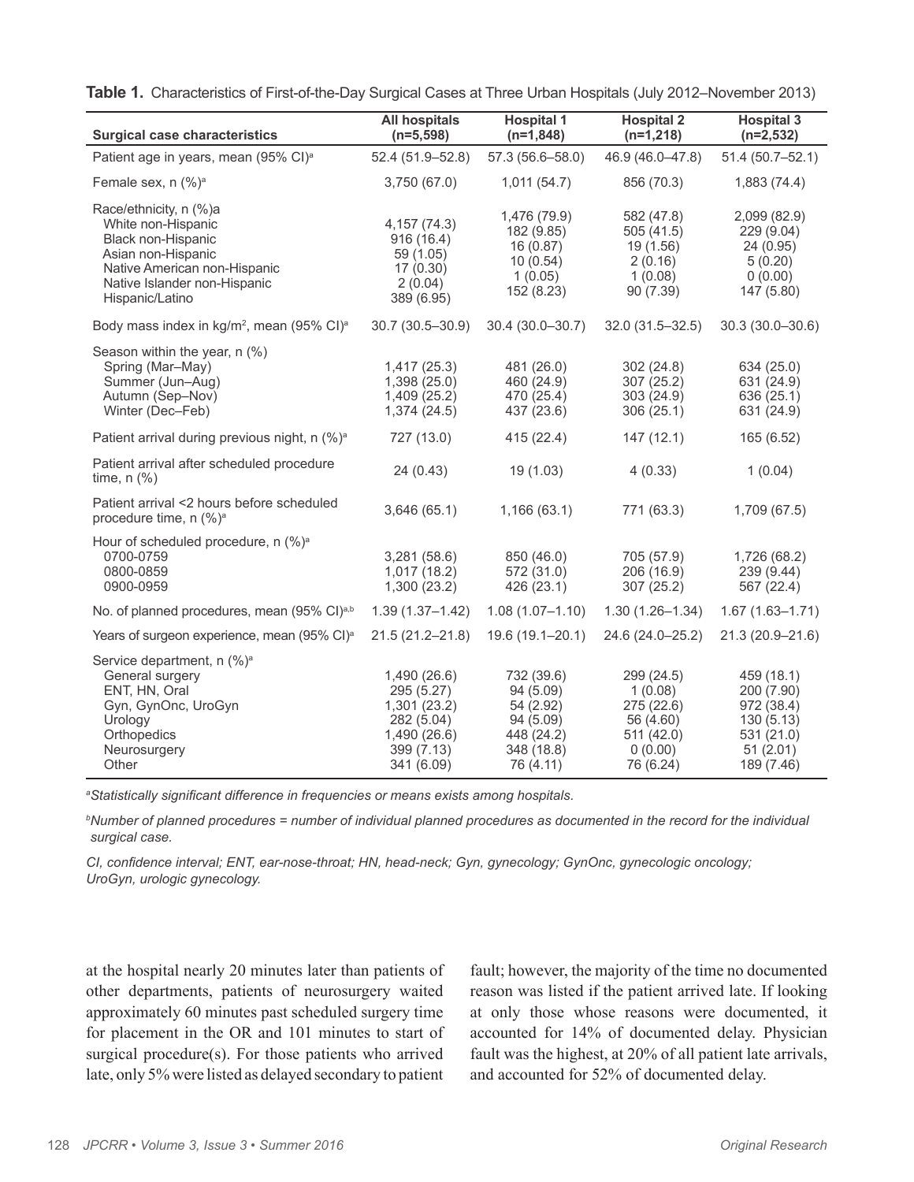**Table 1.** Characteristics of First-of-the-Day Surgical Cases at Three Urban Hospitals (July 2012–November 2013)

| Surgical case characteristics | All hospitals (n=5,598) | Hospital 1 (n=1,848) | Hospital 2 (n=1,218) | Hospital 3 (n=2,532) |
|---|---|---|---|---|
| Patient age in years, mean (95% CI)[a] | 52.4 (51.9–52.8) | 57.3 (56.6–58.0) | 46.9 (46.0–47.8) | 51.4 (50.7–52.1) |
| Female sex, n (%)[a] | 3,750 (67.0) | 1,011 (54.7) | 856 (70.3) | 1,883 (74.4) |
| Race/ethnicity, n (%)a | | | | |
| White non-Hispanic | 4,157 (74.3) | 1,476 (79.9) | 582 (47.8) | 2,099 (82.9) |
| Black non-Hispanic | 916 (16.4) | 182 (9.85) | 505 (41.5) | 229 (9.04) |
| Asian non-Hispanic | 59 (1.05) | 16 (0.87) | 19 (1.56) | 24 (0.95) |
| Native American non-Hispanic | 17 (0.30) | 10 (0.54) | 2 (0.16) | 5 (0.20) |
| Native Islander non-Hispanic | 2 (0.04) | 1 (0.05) | 1 (0.08) | 0 (0.00) |
| Hispanic/Latino | 389 (6.95) | 152 (8.23) | 90 (7.39) | 147 (5.80) |
| Body mass index in kg/m$^2$, mean (95% CI)[a] | 30.7 (30.5–30.9) | 30.4 (30.0–30.7) | 32.0 (31.5–32.5) | 30.3 (30.0–30.6) |
| Season within the year, n (%) | | | | |
| Spring (Mar–May) | 1,417 (25.3) | 481 (26.0) | 302 (24.8) | 634 (25.0) |
| Summer (Jun–Aug) | 1,398 (25.0) | 460 (24.9) | 307 (25.2) | 631 (24.9) |
| Autumn (Sep–Nov) | 1,409 (25.2) | 470 (25.4) | 303 (24.9) | 636 (25.1) |
| Winter (Dec–Feb) | 1,374 (24.5) | 437 (23.6) | 306 (25.1) | 631 (24.9) |
| Patient arrival during previous night, n (%)[a] | 727 (13.0) | 415 (22.4) | 147 (12.1) | 165 (6.52) |
| Patient arrival after scheduled procedure time, n (%) | 24 (0.43) | 19 (1.03) | 4 (0.33) | 1 (0.04) |
| Patient arrival <2 hours before scheduled procedure time, n (%)[a] | 3,646 (65.1) | 1,166 (63.1) | 771 (63.3) | 1,709 (67.5) |
| Hour of scheduled procedure, n (%)[a] | | | | |
| 0700-0759 | 3,281 (58.6) | 850 (46.0) | 705 (57.9) | 1,726 (68.2) |
| 0800-0859 | 1,017 (18.2) | 572 (31.0) | 206 (16.9) | 239 (9.44) |
| 0900-0959 | 1,300 (23.2) | 426 (23.1) | 307 (25.2) | 567 (22.4) |
| No. of planned procedures, mean (95% CI)[a,b] | 1.39 (1.37–1.42) | 1.08 (1.07–1.10) | 1.30 (1.26–1.34) | 1.67 (1.63–1.71) |
| Years of surgeon experience, mean (95% CI)[a] | 21.5 (21.2–21.8) | 19.6 (19.1–20.1) | 24.6 (24.0–25.2) | 21.3 (20.9–21.6) |
| Service department, n (%)[a] | | | | |
| General surgery | 1,490 (26.6) | 732 (39.6) | 299 (24.5) | 459 (18.1) |
| ENT, HN, Oral | 295 (5.27) | 94 (5.09) | 1 (0.08) | 200 (7.90) |
| Gyn, GynOnc, UroGyn | 1,301 (23.2) | 54 (2.92) | 275 (22.6) | 972 (38.4) |
| Urology | 282 (5.04) | 94 (5.09) | 56 (4.60) | 130 (5.13) |
| Orthopedics | 1,490 (26.6) | 448 (24.2) | 511 (42.0) | 531 (21.0) |
| Neurosurgery | 399 (7.13) | 348 (18.8) | 0 (0.00) | 51 (2.01) |
| Other | 341 (6.09) | 76 (4.11) | 76 (6.24) | 189 (7.46) |

*[a]Statistically significant difference in frequencies or means exists among hospitals.*

*[b]Number of planned procedures = number of individual planned procedures as documented in the record for the individual surgical case.*

*CI, confidence interval; ENT, ear-nose-throat; HN, head-neck; Gyn, gynecology; GynOnc, gynecologic oncology; UroGyn, urologic gynecology.*

at the hospital nearly 20 minutes later than patients of other departments, patients of neurosurgery waited approximately 60 minutes past scheduled surgery time for placement in the OR and 101 minutes to start of surgical procedure(s). For those patients who arrived late, only 5% were listed as delayed secondary to patient fault; however, the majority of the time no documented reason was listed if the patient arrived late. If looking at only those whose reasons were documented, it accounted for 14% of documented delay. Physician fault was the highest, at 20% of all patient late arrivals, and accounted for 52% of documented delay.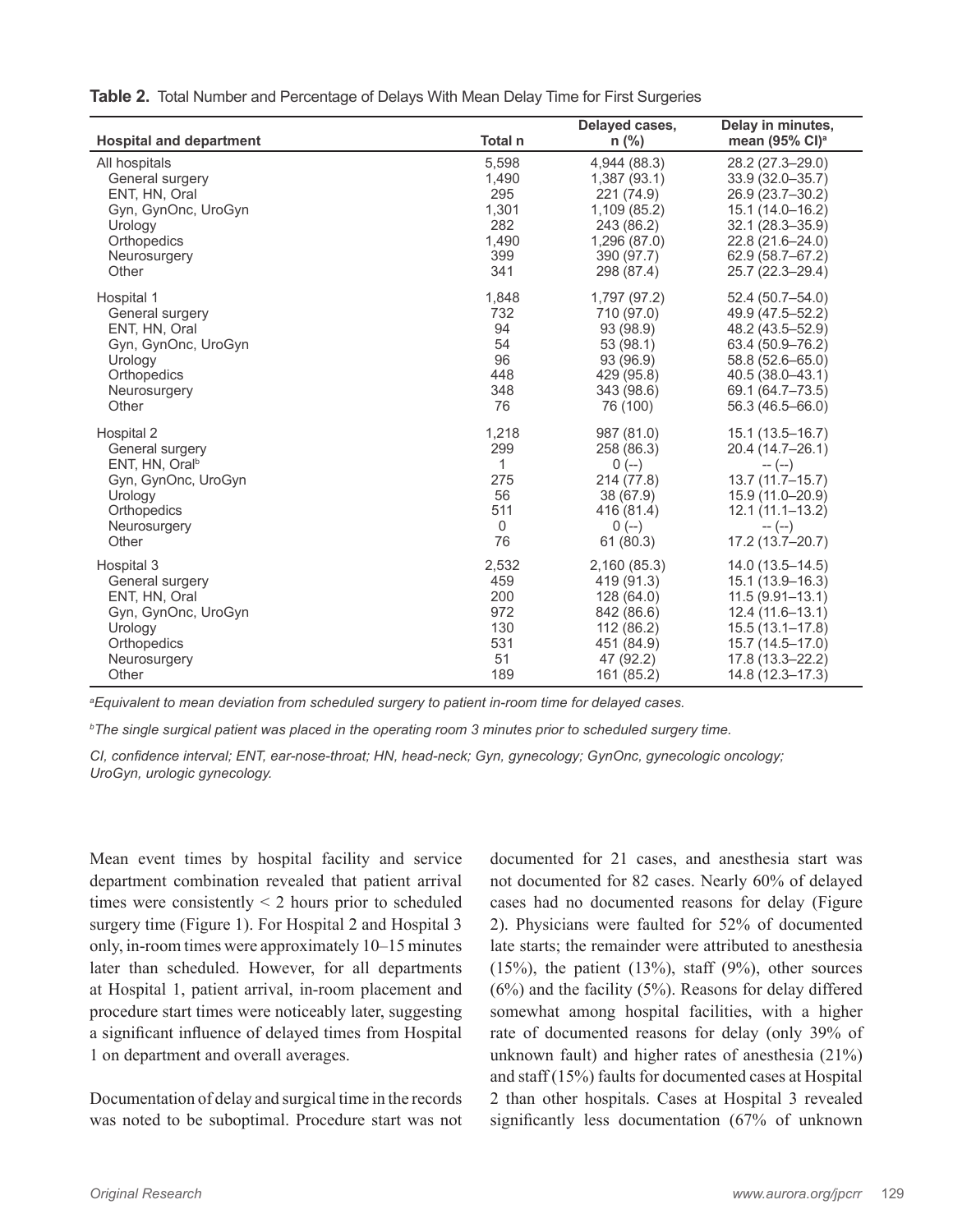**Table 2.** Total Number and Percentage of Delays With Mean Delay Time for First Surgeries

| Hospital and department | Total n | Delayed cases, n (%) | Delay in minutes, mean (95% CI)[a] |
|---|---|---|---|
| All hospitals | 5,598 | 4,944 (88.3) | 28.2 (27.3–29.0) |
| General surgery | 1,490 | 1,387 (93.1) | 33.9 (32.0–35.7) |
| ENT, HN, Oral | 295 | 221 (74.9) | 26.9 (23.7–30.2) |
| Gyn, GynOnc, UroGyn | 1,301 | 1,109 (85.2) | 15.1 (14.0–16.2) |
| Urology | 282 | 243 (86.2) | 32.1 (28.3–35.9) |
| Orthopedics | 1,490 | 1,296 (87.0) | 22.8 (21.6–24.0) |
| Neurosurgery | 399 | 390 (97.7) | 62.9 (58.7–67.2) |
| Other | 341 | 298 (87.4) | 25.7 (22.3–29.4) |
| Hospital 1 | 1,848 | 1,797 (97.2) | 52.4 (50.7–54.0) |
| General surgery | 732 | 710 (97.0) | 49.9 (47.5–52.2) |
| ENT, HN, Oral | 94 | 93 (98.9) | 48.2 (43.5–52.9) |
| Gyn, GynOnc, UroGyn | 54 | 53 (98.1) | 63.4 (50.9–76.2) |
| Urology | 96 | 93 (96.9) | 58.8 (52.6–65.0) |
| Orthopedics | 448 | 429 (95.8) | 40.5 (38.0–43.1) |
| Neurosurgery | 348 | 343 (98.6) | 69.1 (64.7–73.5) |
| Other | 76 | 76 (100) | 56.3 (46.5–66.0) |
| Hospital 2 | 1,218 | 987 (81.0) | 15.1 (13.5–16.7) |
| General surgery | 299 | 258 (86.3) | 20.4 (14.7–26.1) |
| ENT, HN, Oral[b] | 1 | 0 (--) | -- (--) |
| Gyn, GynOnc, UroGyn | 275 | 214 (77.8) | 13.7 (11.7–15.7) |
| Urology | 56 | 38 (67.9) | 15.9 (11.0–20.9) |
| Orthopedics | 511 | 416 (81.4) | 12.1 (11.1–13.2) |
| Neurosurgery | 0 | 0 (--) | -- (--) |
| Other | 76 | 61 (80.3) | 17.2 (13.7–20.7) |
| Hospital 3 | 2,532 | 2,160 (85.3) | 14.0 (13.5–14.5) |
| General surgery | 459 | 419 (91.3) | 15.1 (13.9–16.3) |
| ENT, HN, Oral | 200 | 128 (64.0) | 11.5 (9.91–13.1) |
| Gyn, GynOnc, UroGyn | 972 | 842 (86.6) | 12.4 (11.6–13.1) |
| Urology | 130 | 112 (86.2) | 15.5 (13.1–17.8) |
| Orthopedics | 531 | 451 (84.9) | 15.7 (14.5–17.0) |
| Neurosurgery | 51 | 47 (92.2) | 17.8 (13.3–22.2) |
| Other | 189 | 161 (85.2) | 14.8 (12.3–17.3) |

*[a]Equivalent to mean deviation from scheduled surgery to patient in-room time for delayed cases.*

*[b]The single surgical patient was placed in the operating room 3 minutes prior to scheduled surgery time.*

*CI, confidence interval; ENT, ear-nose-throat; HN, head-neck; Gyn, gynecology; GynOnc, gynecologic oncology; UroGyn, urologic gynecology.*

Mean event times by hospital facility and service department combination revealed that patient arrival times were consistently < 2 hours prior to scheduled surgery time (Figure 1). For Hospital 2 and Hospital 3 only, in-room times were approximately 10–15 minutes later than scheduled. However, for all departments at Hospital 1, patient arrival, in-room placement and procedure start times were noticeably later, suggesting a significant influence of delayed times from Hospital 1 on department and overall averages.

Documentation of delay and surgical time in the records was noted to be suboptimal. Procedure start was not documented for 21 cases, and anesthesia start was not documented for 82 cases. Nearly 60% of delayed cases had no documented reasons for delay (Figure 2). Physicians were faulted for 52% of documented late starts; the remainder were attributed to anesthesia (15%), the patient (13%), staff (9%), other sources (6%) and the facility (5%). Reasons for delay differed somewhat among hospital facilities, with a higher rate of documented reasons for delay (only 39% of unknown fault) and higher rates of anesthesia (21%) and staff (15%) faults for documented cases at Hospital 2 than other hospitals. Cases at Hospital 3 revealed significantly less documentation (67% of unknown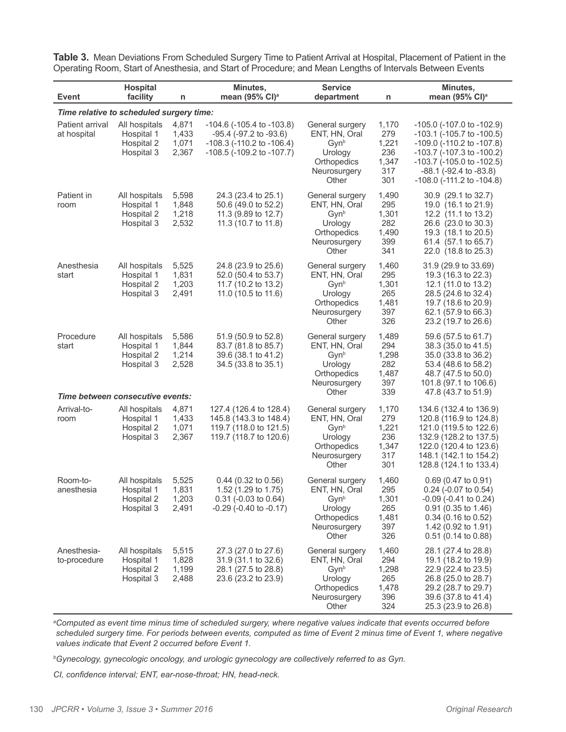**Table 3.** Mean Deviations From Scheduled Surgery Time to Patient Arrival at Hospital, Placement of Patient in the Operating Room, Start of Anesthesia, and Start of Procedure; and Mean Lengths of Intervals Between Events

| Event | Hospital facility | n | Minutes, mean (95% CI)[a] | Service department | n | Minutes, mean (95% CI)[a] |
|---|---|---|---|---|---|---|
| ***Time relative to scheduled surgery time:*** | | | | | | |
| Patient arrival at hospital | All hospitals | 4,871 | -104.6 (-105.4 to -103.8) | General surgery | 1,170 | -105.0 (-107.0 to -102.9) |
| | Hospital 1 | 1,433 | -95.4 (-97.2 to -93.6) | ENT, HN, Oral | 279 | -103.1 (-105.7 to -100.5) |
| | Hospital 2 | 1,071 | -108.3 (-110.2 to -106.4) | Gyn[b] | 1,221 | -109.0 (-110.2 to -107.8) |
| | Hospital 3 | 2,367 | -108.5 (-109.2 to -107.7) | Urology | 236 | -103.7 (-107.3 to -100.2) |
| | | | | Orthopedics | 1,347 | -103.7 (-105.0 to -102.5) |
| | | | | Neurosurgery | 317 | -88.1 (-92.4 to -83.8) |
| | | | | Other | 301 | -108.0 (-111.2 to -104.8) |
| Patient in room | All hospitals | 5,598 | 24.3 (23.4 to 25.1) | General surgery | 1,490 | 30.9 (29.1 to 32.7) |
| | Hospital 1 | 1,848 | 50.6 (49.0 to 52.2) | ENT, HN, Oral | 295 | 19.0 (16.1 to 21.9) |
| | Hospital 2 | 1,218 | 11.3 (9.89 to 12.7) | Gyn[b] | 1,301 | 12.2 (11.1 to 13.2) |
| | Hospital 3 | 2,532 | 11.3 (10.7 to 11.8) | Urology | 282 | 26.6 (23.0 to 30.3) |
| | | | | Orthopedics | 1,490 | 19.3 (18.1 to 20.5) |
| | | | | Neurosurgery | 399 | 61.4 (57.1 to 65.7) |
| | | | | Other | 341 | 22.0 (18.8 to 25.3) |
| Anesthesia start | All hospitals | 5,525 | 24.8 (23.9 to 25.6) | General surgery | 1,460 | 31.9 (29.9 to 33.69) |
| | Hospital 1 | 1,831 | 52.0 (50.4 to 53.7) | ENT, HN, Oral | 295 | 19.3 (16.3 to 22.3) |
| | Hospital 2 | 1,203 | 11.7 (10.2 to 13.2) | Gyn[b] | 1,301 | 12.1 (11.0 to 13.2) |
| | Hospital 3 | 2,491 | 11.0 (10.5 to 11.6) | Urology | 265 | 28.5 (24.6 to 32.4) |
| | | | | Orthopedics | 1,481 | 19.7 (18.6 to 20.9) |
| | | | | Neurosurgery | 397 | 62.1 (57.9 to 66.3) |
| | | | | Other | 326 | 23.2 (19.7 to 26.6) |
| Procedure start | All hospitals | 5,586 | 51.9 (50.9 to 52.8) | General surgery | 1,489 | 59.6 (57.5 to 61.7) |
| | Hospital 1 | 1,844 | 83.7 (81.8 to 85.7) | ENT, HN, Oral | 294 | 38.3 (35.0 to 41.5) |
| | Hospital 2 | 1,214 | 39.6 (38.1 to 41.2) | Gyn[b] | 1,298 | 35.0 (33.8 to 36.2) |
| | Hospital 3 | 2,528 | 34.5 (33.8 to 35.1) | Urology | 282 | 53.4 (48.6 to 58.2) |
| | | | | Orthopedics | 1,487 | 48.7 (47.5 to 50.0) |
| | | | | Neurosurgery | 397 | 101.8 (97.1 to 106.6) |
| | | | | Other | 339 | 47.8 (43.7 to 51.9) |
| ***Time between consecutive events:*** | | | | | | |
| Arrival-to-room | All hospitals | 4,871 | 127.4 (126.4 to 128.4) | General surgery | 1,170 | 134.6 (132.4 to 136.9) |
| | Hospital 1 | 1,433 | 145.8 (143.3 to 148.4) | ENT, HN, Oral | 279 | 120.8 (116.9 to 124.8) |
| | Hospital 2 | 1,071 | 119.7 (118.0 to 121.5) | Gyn[b] | 1,221 | 121.0 (119.5 to 122.6) |
| | Hospital 3 | 2,367 | 119.7 (118.7 to 120.6) | Urology | 236 | 132.9 (128.2 to 137.5) |
| | | | | Orthopedics | 1,347 | 122.0 (120.4 to 123.6) |
| | | | | Neurosurgery | 317 | 148.1 (142.1 to 154.2) |
| | | | | Other | 301 | 128.8 (124.1 to 133.4) |
| Room-to-anesthesia | All hospitals | 5,525 | 0.44 (0.32 to 0.56) | General surgery | 1,460 | 0.69 (0.47 to 0.91) |
| | Hospital 1 | 1,831 | 1.52 (1.29 to 1.75) | ENT, HN, Oral | 295 | 0.24 (-0.07 to 0.54) |
| | Hospital 2 | 1,203 | 0.31 (-0.03 to 0.64) | Gyn[b] | 1,301 | -0.09 (-0.41 to 0.24) |
| | Hospital 3 | 2,491 | -0.29 (-0.40 to -0.17) | Urology | 265 | 0.91 (0.35 to 1.46) |
| | | | | Orthopedics | 1,481 | 0.34 (0.16 to 0.52) |
| | | | | Neurosurgery | 397 | 1.42 (0.92 to 1.91) |
| | | | | Other | 326 | 0.51 (0.14 to 0.88) |
| Anesthesia-to-procedure | All hospitals | 5,515 | 27.3 (27.0 to 27.6) | General surgery | 1,460 | 28.1 (27.4 to 28.8) |
| | Hospital 1 | 1,828 | 31.9 (31.1 to 32.6) | ENT, HN, Oral | 294 | 19.1 (18.2 to 19.9) |
| | Hospital 2 | 1,199 | 28.1 (27.5 to 28.8) | Gyn[b] | 1,298 | 22.9 (22.4 to 23.5) |
| | Hospital 3 | 2,488 | 23.6 (23.2 to 23.9) | Urology | 265 | 26.8 (25.0 to 28.7) |
| | | | | Orthopedics | 1,478 | 29.2 (28.7 to 29.7) |
| | | | | Neurosurgery | 396 | 39.6 (37.8 to 41.4) |
| | | | | Other | 324 | 25.3 (23.9 to 26.8) |

[a]*Computed as event time minus time of scheduled surgery, where negative values indicate that events occurred before scheduled surgery time. For periods between events, computed as time of Event 2 minus time of Event 1, where negative values indicate that Event 2 occurred before Event 1.*

[b]*Gynecology, gynecologic oncology, and urologic gynecology are collectively referred to as Gyn.*

*CI, confidence interval; ENT, ear-nose-throat; HN, head-neck.*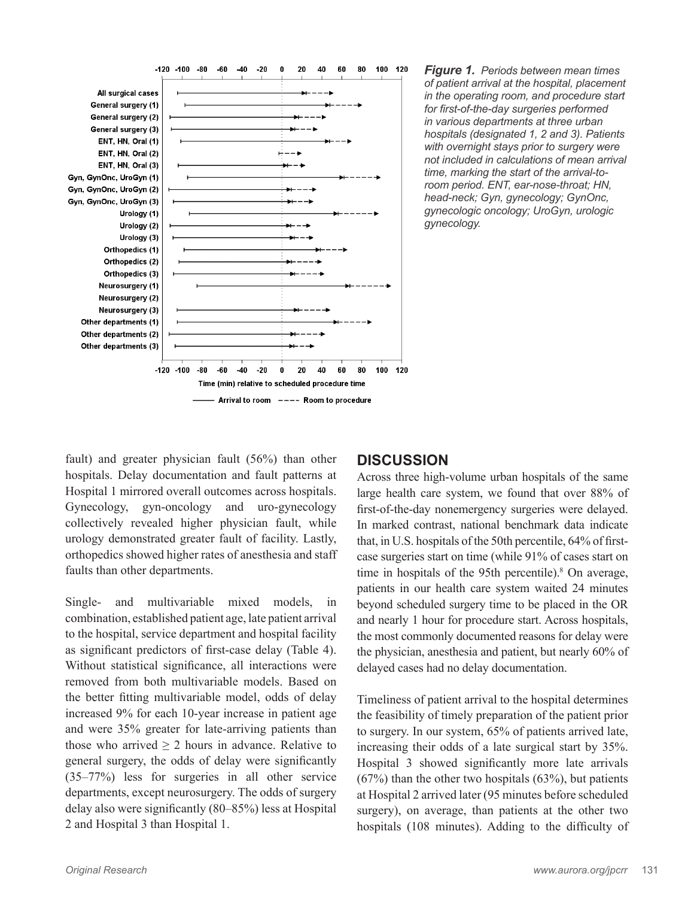*Figure 1. Periods between mean times of patient arrival at the hospital, placement in the operating room, and procedure start for first-of-the-day surgeries performed in various departments at three urban hospitals (designated 1, 2 and 3). Patients with overnight stays prior to surgery were not included in calculations of mean arrival time, marking the start of the arrival-to-room period. ENT, ear-nose-throat; HN, head-neck; Gyn, gynecology; GynOnc, gynecologic oncology; UroGyn, urologic gynecology.*

fault) and greater physician fault (56%) than other hospitals. Delay documentation and fault patterns at Hospital 1 mirrored overall outcomes across hospitals. Gynecology, gyn-oncology and uro-gynecology collectively revealed higher physician fault, while urology demonstrated greater fault of facility. Lastly, orthopedics showed higher rates of anesthesia and staff faults than other departments.

Single- and multivariable mixed models, in combination, established patient age, late patient arrival to the hospital, service department and hospital facility as significant predictors of first-case delay (Table 4). Without statistical significance, all interactions were removed from both multivariable models. Based on the better fitting multivariable model, odds of delay increased 9% for each 10-year increase in patient age and were 35% greater for late-arriving patients than those who arrived $\geq$ 2 hours in advance. Relative to general surgery, the odds of delay were significantly (35–77%) less for surgeries in all other service departments, except neurosurgery. The odds of surgery delay also were significantly (80–85%) less at Hospital 2 and Hospital 3 than Hospital 1.

## DISCUSSION

Across three high-volume urban hospitals of the same large health care system, we found that over 88% of first-of-the-day nonemergency surgeries were delayed. In marked contrast, national benchmark data indicate that, in U.S. hospitals of the 50th percentile, 64% of first-case surgeries start on time (while 91% of cases start on time in hospitals of the 95th percentile).[8] On average, patients in our health care system waited 24 minutes beyond scheduled surgery time to be placed in the OR and nearly 1 hour for procedure start. Across hospitals, the most commonly documented reasons for delay were the physician, anesthesia and patient, but nearly 60% of delayed cases had no delay documentation.

Timeliness of patient arrival to the hospital determines the feasibility of timely preparation of the patient prior to surgery. In our system, 65% of patients arrived late, increasing their odds of a late surgical start by 35%. Hospital 3 showed significantly more late arrivals (67%) than the other two hospitals (63%), but patients at Hospital 2 arrived later (95 minutes before scheduled surgery), on average, than patients at the other two hospitals (108 minutes). Adding to the difficulty of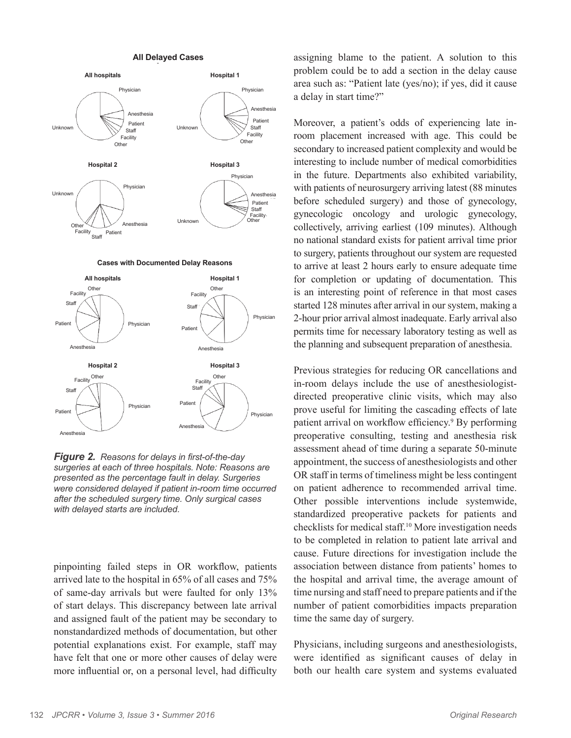**All Delayed Cases**

**All hospitals** — Physician, Anesthesia, Patient, Staff, Facility, Other, Unknown

**Hospital 1** — Physician, Anesthesia, Patient, Staff, Facility, Other, Unknown

**Hospital 2** — Physician, Anesthesia, Patient, Staff, Facility, Other, Unknown

**Hospital 3** — Physician, Anesthesia, Patient, Staff, Facility, Other, Unknown

**Cases with Documented Delay Reasons**

**All hospitals** — Physician, Anesthesia, Patient, Staff, Facility, Other

**Hospital 1** — Physician, Anesthesia, Patient, Staff, Facility, Other

**Hospital 2** — Physician, Anesthesia, Patient, Staff, Facility, Other

**Hospital 3** — Physician, Anesthesia, Patient, Staff, Facility, Other

***Figure 2.*** *Reasons for delays in first-of-the-day surgeries at each of three hospitals. Note: Reasons are presented as the percentage fault in delay. Surgeries were considered delayed if patient in-room time occurred after the scheduled surgery time. Only surgical cases with delayed starts are included.*

pinpointing failed steps in OR workflow, patients arrived late to the hospital in 65% of all cases and 75% of same-day arrivals but were faulted for only 13% of start delays. This discrepancy between late arrival and assigned fault of the patient may be secondary to nonstandardized methods of documentation, but other potential explanations exist. For example, staff may have felt that one or more other causes of delay were more influential or, on a personal level, had difficulty assigning blame to the patient. A solution to this problem could be to add a section in the delay cause area such as: "Patient late (yes/no); if yes, did it cause a delay in start time?"

Moreover, a patient's odds of experiencing late in-room placement increased with age. This could be secondary to increased patient complexity and would be interesting to include number of medical comorbidities in the future. Departments also exhibited variability, with patients of neurosurgery arriving latest (88 minutes before scheduled surgery) and those of gynecology, gynecologic oncology and urologic gynecology, collectively, arriving earliest (109 minutes). Although no national standard exists for patient arrival time prior to surgery, patients throughout our system are requested to arrive at least 2 hours early to ensure adequate time for completion or updating of documentation. This is an interesting point of reference in that most cases started 128 minutes after arrival in our system, making a 2-hour prior arrival almost inadequate. Early arrival also permits time for necessary laboratory testing as well as the planning and subsequent preparation of anesthesia.

Previous strategies for reducing OR cancellations and in-room delays include the use of anesthesiologist-directed preoperative clinic visits, which may also prove useful for limiting the cascading effects of late patient arrival on workflow efficiency.[9] By performing preoperative consulting, testing and anesthesia risk assessment ahead of time during a separate 50-minute appointment, the success of anesthesiologists and other OR staff in terms of timeliness might be less contingent on patient adherence to recommended arrival time. Other possible interventions include systemwide, standardized preoperative packets for patients and checklists for medical staff.[10] More investigation needs to be completed in relation to patient late arrival and cause. Future directions for investigation include the association between distance from patients' homes to the hospital and arrival time, the average amount of time nursing and staff need to prepare patients and if the number of patient comorbidities impacts preparation time the same day of surgery.

Physicians, including surgeons and anesthesiologists, were identified as significant causes of delay in both our health care system and systems evaluated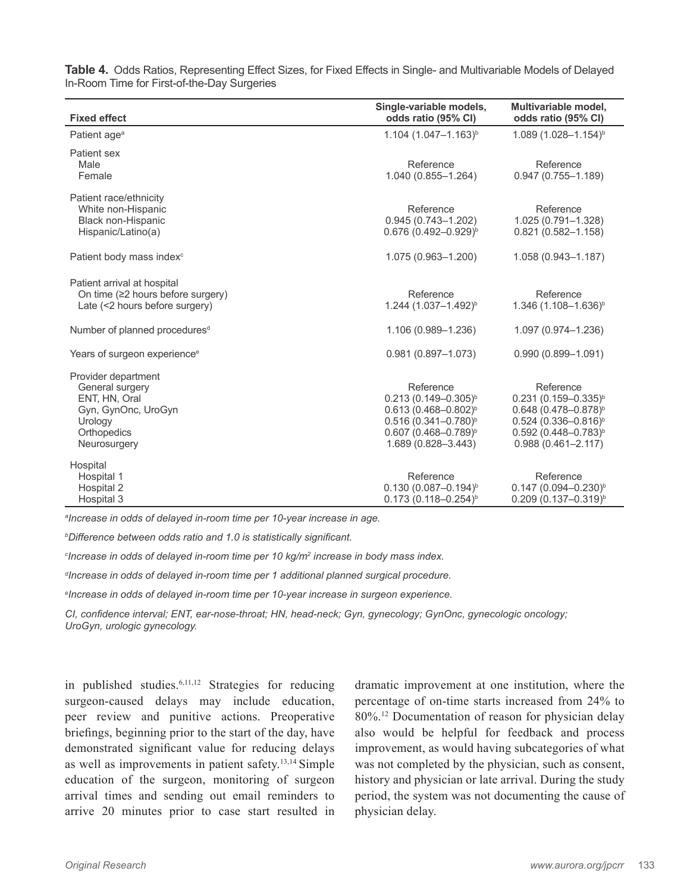**Table 4.** Odds Ratios, Representing Effect Sizes, for Fixed Effects in Single- and Multivariable Models of Delayed In-Room Time for First-of-the-Day Surgeries

| Fixed effect | Single-variable models, odds ratio (95% CI) | Multivariable model, odds ratio (95% CI) |
|---|---|---|
| Patient age[a] | 1.104 (1.047–1.163)[b] | 1.089 (1.028–1.154)[b] |
| Patient sex | | |
| Male | Reference | Reference |
| Female | 1.040 (0.855–1.264) | 0.947 (0.755–1.189) |
| Patient race/ethnicity | | |
| White non-Hispanic | Reference | Reference |
| Black non-Hispanic | 0.945 (0.743–1.202) | 1.025 (0.791–1.328) |
| Hispanic/Latino(a) | 0.676 (0.492–0.929)[b] | 0.821 (0.582–1.158) |
| Patient body mass index[c] | 1.075 (0.963–1.200) | 1.058 (0.943–1.187) |
| Patient arrival at hospital | | |
| On time (≥2 hours before surgery) | Reference | Reference |
| Late (<2 hours before surgery) | 1.244 (1.037–1.492)[b] | 1.346 (1.108–1.636)[b] |
| Number of planned procedures[d] | 1.106 (0.989–1.236) | 1.097 (0.974–1.236) |
| Years of surgeon experience[e] | 0.981 (0.897–1.073) | 0.990 (0.899–1.091) |
| Provider department | | |
| General surgery | Reference | Reference |
| ENT, HN, Oral | 0.213 (0.149–0.305)[b] | 0.231 (0.159–0.335)[b] |
| Gyn, GynOnc, UroGyn | 0.613 (0.468–0.802)[b] | 0.648 (0.478–0.878)[b] |
| Urology | 0.516 (0.341–0.780)[b] | 0.524 (0.336–0.816)[b] |
| Orthopedics | 0.607 (0.468–0.789)[b] | 0.592 (0.448–0.783)[b] |
| Neurosurgery | 1.689 (0.828–3.443) | 0.988 (0.461–2.117) |
| Hospital | | |
| Hospital 1 | Reference | Reference |
| Hospital 2 | 0.130 (0.087–0.194)[b] | 0.147 (0.094–0.230)[b] |
| Hospital 3 | 0.173 (0.118–0.254)[b] | 0.209 (0.137–0.319)[b] |

*[a]Increase in odds of delayed in-room time per 10-year increase in age.*

*[b]Difference between odds ratio and 1.0 is statistically significant.*

*[c]Increase in odds of delayed in-room time per 10 kg/m$^2$ increase in body mass index.*

*[d]Increase in odds of delayed in-room time per 1 additional planned surgical procedure.*

*[e]Increase in odds of delayed in-room time per 10-year increase in surgeon experience.*

*CI, confidence interval; ENT, ear-nose-throat; HN, head-neck; Gyn, gynecology; GynOnc, gynecologic oncology; UroGyn, urologic gynecology.*

in published studies.[6,11,12] Strategies for reducing surgeon-caused delays may include education, peer review and punitive actions. Preoperative briefings, beginning prior to the start of the day, have demonstrated significant value for reducing delays as well as improvements in patient safety.[13,14] Simple education of the surgeon, monitoring of surgeon arrival times and sending out email reminders to arrive 20 minutes prior to case start resulted in dramatic improvement at one institution, where the percentage of on-time starts increased from 24% to 80%.[12] Documentation of reason for physician delay also would be helpful for feedback and process improvement, as would having subcategories of what was not completed by the physician, such as consent, history and physician or late arrival. During the study period, the system was not documenting the cause of physician delay.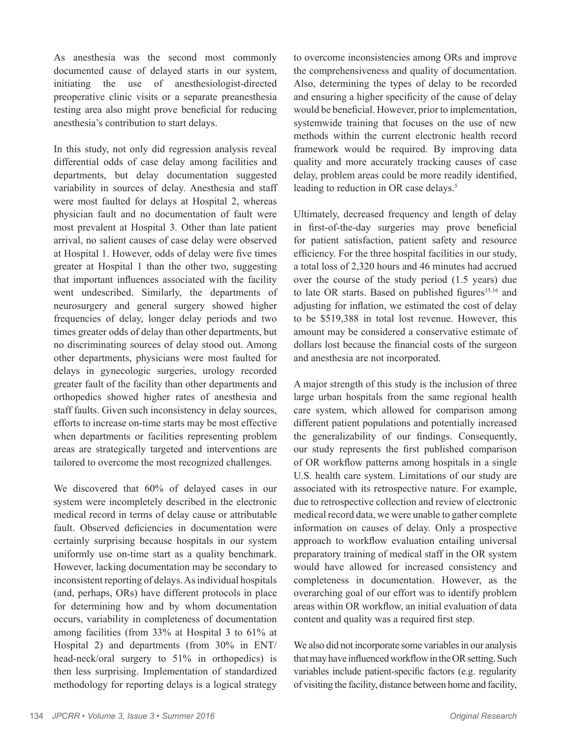As anesthesia was the second most commonly documented cause of delayed starts in our system, initiating the use of anesthesiologist-directed preoperative clinic visits or a separate preanesthesia testing area also might prove beneficial for reducing anesthesia's contribution to start delays.

In this study, not only did regression analysis reveal differential odds of case delay among facilities and departments, but delay documentation suggested variability in sources of delay. Anesthesia and staff were most faulted for delays at Hospital 2, whereas physician fault and no documentation of fault were most prevalent at Hospital 3. Other than late patient arrival, no salient causes of case delay were observed at Hospital 1. However, odds of delay were five times greater at Hospital 1 than the other two, suggesting that important influences associated with the facility went undescribed. Similarly, the departments of neurosurgery and general surgery showed higher frequencies of delay, longer delay periods and two times greater odds of delay than other departments, but no discriminating sources of delay stood out. Among other departments, physicians were most faulted for delays in gynecologic surgeries, urology recorded greater fault of the facility than other departments and orthopedics showed higher rates of anesthesia and staff faults. Given such inconsistency in delay sources, efforts to increase on-time starts may be most effective when departments or facilities representing problem areas are strategically targeted and interventions are tailored to overcome the most recognized challenges.

We discovered that 60% of delayed cases in our system were incompletely described in the electronic medical record in terms of delay cause or attributable fault. Observed deficiencies in documentation were certainly surprising because hospitals in our system uniformly use on-time start as a quality benchmark. However, lacking documentation may be secondary to inconsistent reporting of delays. As individual hospitals (and, perhaps, ORs) have different protocols in place for determining how and by whom documentation occurs, variability in completeness of documentation among facilities (from 33% at Hospital 3 to 61% at Hospital 2) and departments (from 30% in ENT/head-neck/oral surgery to 51% in orthopedics) is then less surprising. Implementation of standardized methodology for reporting delays is a logical strategy to overcome inconsistencies among ORs and improve the comprehensiveness and quality of documentation. Also, determining the types of delay to be recorded and ensuring a higher specificity of the cause of delay would be beneficial. However, prior to implementation, systemwide training that focuses on the use of new methods within the current electronic health record framework would be required. By improving data quality and more accurately tracking causes of case delay, problem areas could be more readily identified, leading to reduction in OR case delays.[5]

Ultimately, decreased frequency and length of delay in first-of-the-day surgeries may prove beneficial for patient satisfaction, patient safety and resource efficiency. For the three hospital facilities in our study, a total loss of 2,320 hours and 46 minutes had accrued over the course of the study period (1.5 years) due to late OR starts. Based on published figures[15,16] and adjusting for inflation, we estimated the cost of delay to be $519,388 in total lost revenue. However, this amount may be considered a conservative estimate of dollars lost because the financial costs of the surgeon and anesthesia are not incorporated.

A major strength of this study is the inclusion of three large urban hospitals from the same regional health care system, which allowed for comparison among different patient populations and potentially increased the generalizability of our findings. Consequently, our study represents the first published comparison of OR workflow patterns among hospitals in a single U.S. health care system. Limitations of our study are associated with its retrospective nature. For example, due to retrospective collection and review of electronic medical record data, we were unable to gather complete information on causes of delay. Only a prospective approach to workflow evaluation entailing universal preparatory training of medical staff in the OR system would have allowed for increased consistency and completeness in documentation. However, as the overarching goal of our effort was to identify problem areas within OR workflow, an initial evaluation of data content and quality was a required first step.

We also did not incorporate some variables in our analysis that may have influenced workflow in the OR setting. Such variables include patient-specific factors (e.g. regularity of visiting the facility, distance between home and facility,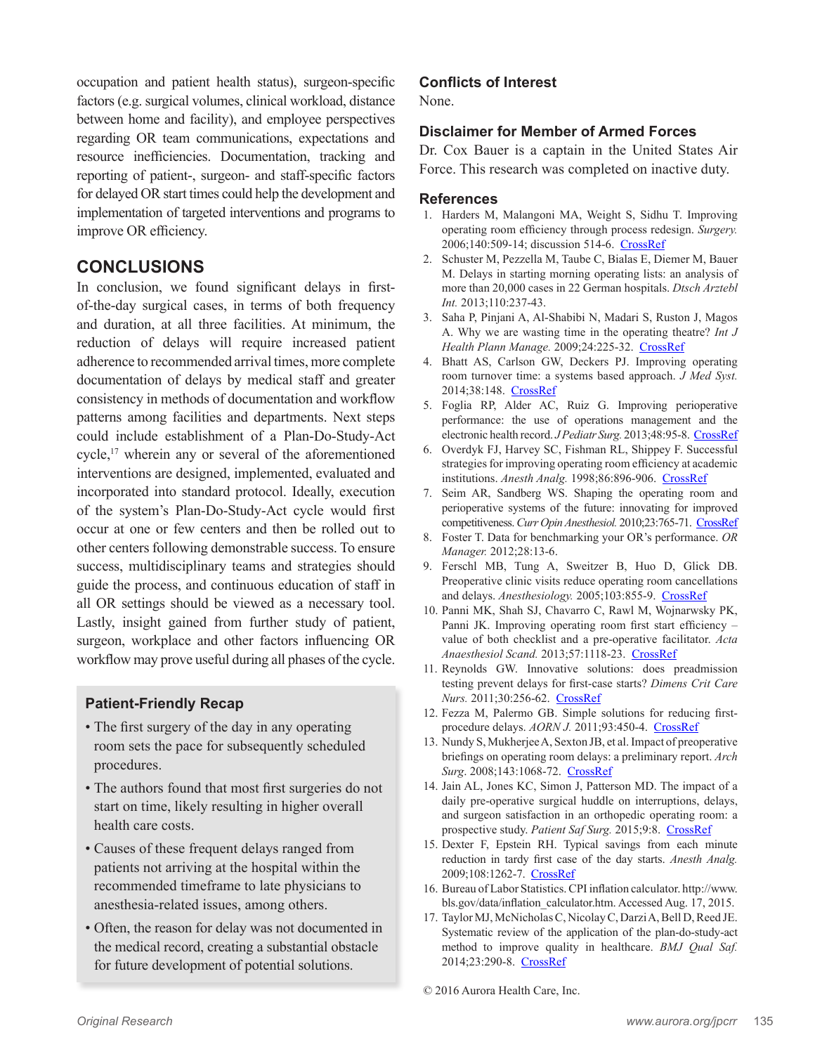occupation and patient health status), surgeon-specific factors (e.g. surgical volumes, clinical workload, distance between home and facility), and employee perspectives regarding OR team communications, expectations and resource inefficiencies. Documentation, tracking and reporting of patient-, surgeon- and staff-specific factors for delayed OR start times could help the development and implementation of targeted interventions and programs to improve OR efficiency.

## CONCLUSIONS

In conclusion, we found significant delays in first-of-the-day surgical cases, in terms of both frequency and duration, at all three facilities. At minimum, the reduction of delays will require increased patient adherence to recommended arrival times, more complete documentation of delays by medical staff and greater consistency in methods of documentation and workflow patterns among facilities and departments. Next steps could include establishment of a Plan-Do-Study-Act cycle,[17] wherein any or several of the aforementioned interventions are designed, implemented, evaluated and incorporated into standard protocol. Ideally, execution of the system's Plan-Do-Study-Act cycle would first occur at one or few centers and then be rolled out to other centers following demonstrable success. To ensure success, multidisciplinary teams and strategies should guide the process, and continuous education of staff in all OR settings should be viewed as a necessary tool. Lastly, insight gained from further study of patient, surgeon, workplace and other factors influencing OR workflow may prove useful during all phases of the cycle.

### Patient-Friendly Recap

- The first surgery of the day in any operating room sets the pace for subsequently scheduled procedures.
- The authors found that most first surgeries do not start on time, likely resulting in higher overall health care costs.
- Causes of these frequent delays ranged from patients not arriving at the hospital within the recommended timeframe to late physicians to anesthesia-related issues, among others.
- Often, the reason for delay was not documented in the medical record, creating a substantial obstacle for future development of potential solutions.

### Conflicts of Interest

None.

### Disclaimer for Member of Armed Forces

Dr. Cox Bauer is a captain in the United States Air Force. This research was completed on inactive duty.

### References

1. Harders M, Malangoni MA, Weight S, Sidhu T. Improving operating room efficiency through process redesign. *Surgery.* 2006;140:509-14; discussion 514-6. CrossRef
2. Schuster M, Pezzella M, Taube C, Bialas E, Diemer M, Bauer M. Delays in starting morning operating lists: an analysis of more than 20,000 cases in 22 German hospitals. *Dtsch Arztebl Int.* 2013;110:237-43.
3. Saha P, Pinjani A, Al-Shabibi N, Madari S, Ruston J, Magos A. Why we are wasting time in the operating theatre? *Int J Health Plann Manage.* 2009;24:225-32. CrossRef
4. Bhatt AS, Carlson GW, Deckers PJ. Improving operating room turnover time: a systems based approach. *J Med Syst.* 2014;38:148. CrossRef
5. Foglia RP, Alder AC, Ruiz G. Improving perioperative performance: the use of operations management and the electronic health record. *J Pediatr Surg.* 2013;48:95-8. CrossRef
6. Overdyk FJ, Harvey SC, Fishman RL, Shippey F. Successful strategies for improving operating room efficiency at academic institutions. *Anesth Analg.* 1998;86:896-906. CrossRef
7. Seim AR, Sandberg WS. Shaping the operating room and perioperative systems of the future: innovating for improved competitiveness. *Curr Opin Anesthesiol.* 2010;23:765-71. CrossRef
8. Foster T. Data for benchmarking your OR's performance. *OR Manager.* 2012;28:13-6.
9. Ferschl MB, Tung A, Sweitzer B, Huo D, Glick DB. Preoperative clinic visits reduce operating room cancellations and delays. *Anesthesiology.* 2005;103:855-9. CrossRef
10. Panni MK, Shah SJ, Chavarro C, Rawl M, Wojnarwsky PK, Panni JK. Improving operating room first start efficiency – value of both checklist and a pre-operative facilitator. *Acta Anaesthesiol Scand.* 2013;57:1118-23. CrossRef
11. Reynolds GW. Innovative solutions: does preadmission testing prevent delays for first-case starts? *Dimens Crit Care Nurs.* 2011;30:256-62. CrossRef
12. Fezza M, Palermo GB. Simple solutions for reducing first-procedure delays. *AORN J.* 2011;93:450-4. CrossRef
13. Nundy S, Mukherjee A, Sexton JB, et al. Impact of preoperative briefings on operating room delays: a preliminary report. *Arch Surg*. 2008;143:1068-72. CrossRef
14. Jain AL, Jones KC, Simon J, Patterson MD. The impact of a daily pre-operative surgical huddle on interruptions, delays, and surgeon satisfaction in an orthopedic operating room: a prospective study. *Patient Saf Surg.* 2015;9:8. CrossRef
15. Dexter F, Epstein RH. Typical savings from each minute reduction in tardy first case of the day starts. *Anesth Analg.* 2009;108:1262-7. CrossRef
16. Bureau of Labor Statistics. CPI inflation calculator. http://www.bls.gov/data/inflation_calculator.htm. Accessed Aug. 17, 2015.
17. Taylor MJ, McNicholas C, Nicolay C, Darzi A, Bell D, Reed JE. Systematic review of the application of the plan-do-study-act method to improve quality in healthcare. *BMJ Qual Saf.* 2014;23:290-8. CrossRef

© 2016 Aurora Health Care, Inc.